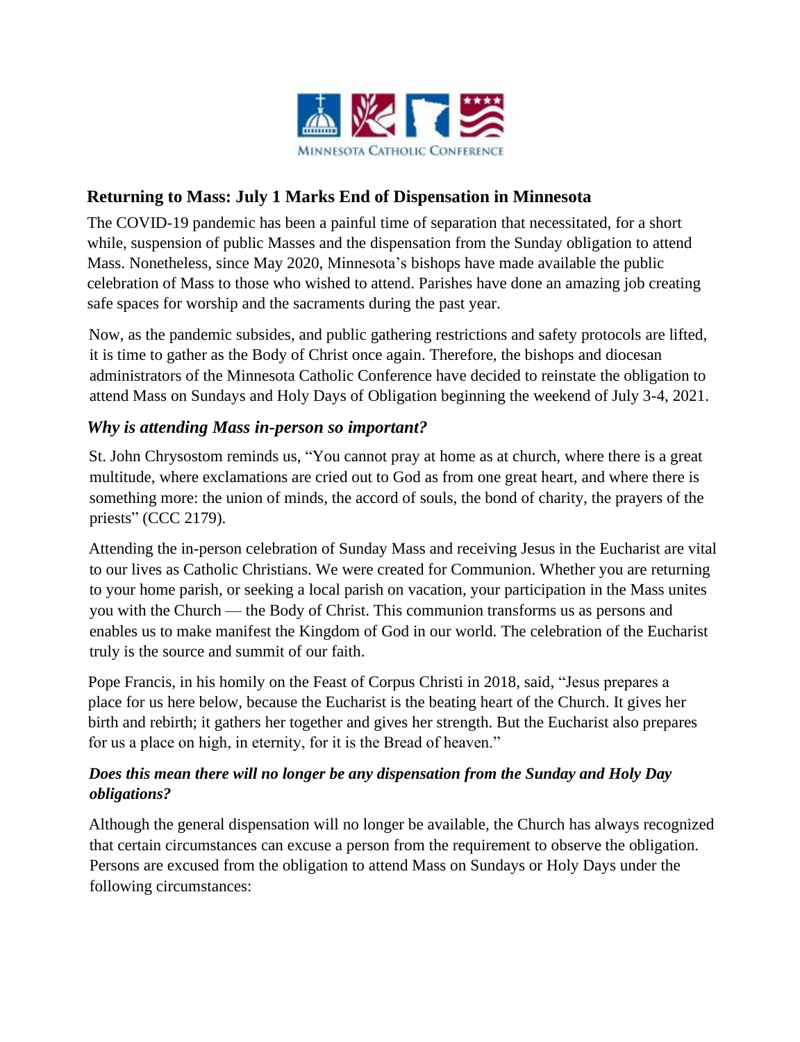MINNESOTA CATHOLIC CONFERENCE

## Returning to Mass: July 1 Marks End of Dispensation in Minnesota

The COVID-19 pandemic has been a painful time of separation that necessitated, for a short while, suspension of public Masses and the dispensation from the Sunday obligation to attend Mass. Nonetheless, since May 2020, Minnesota's bishops have made available the public celebration of Mass to those who wished to attend. Parishes have done an amazing job creating safe spaces for worship and the sacraments during the past year.

Now, as the pandemic subsides, and public gathering restrictions and safety protocols are lifted, it is time to gather as the Body of Christ once again. Therefore, the bishops and diocesan administrators of the Minnesota Catholic Conference have decided to reinstate the obligation to attend Mass on Sundays and Holy Days of Obligation beginning the weekend of July 3-4, 2021.

### *Why is attending Mass in-person so important?*

St. John Chrysostom reminds us, "You cannot pray at home as at church, where there is a great multitude, where exclamations are cried out to God as from one great heart, and where there is something more: the union of minds, the accord of souls, the bond of charity, the prayers of the priests" (CCC 2179).

Attending the in-person celebration of Sunday Mass and receiving Jesus in the Eucharist are vital to our lives as Catholic Christians. We were created for Communion. Whether you are returning to your home parish, or seeking a local parish on vacation, your participation in the Mass unites you with the Church — the Body of Christ. This communion transforms us as persons and enables us to make manifest the Kingdom of God in our world. The celebration of the Eucharist truly is the source and summit of our faith.

Pope Francis, in his homily on the Feast of Corpus Christi in 2018, said, "Jesus prepares a place for us here below, because the Eucharist is the beating heart of the Church. It gives her birth and rebirth; it gathers her together and gives her strength. But the Eucharist also prepares for us a place on high, in eternity, for it is the Bread of heaven."

### *Does this mean there will no longer be any dispensation from the Sunday and Holy Day obligations?*

Although the general dispensation will no longer be available, the Church has always recognized that certain circumstances can excuse a person from the requirement to observe the obligation. Persons are excused from the obligation to attend Mass on Sundays or Holy Days under the following circumstances: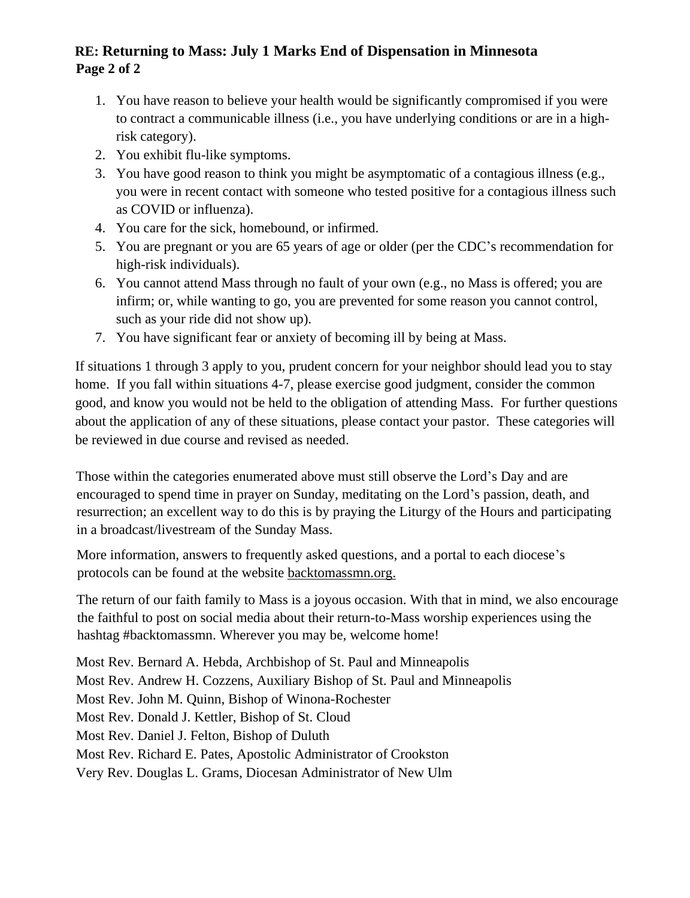1. You have reason to believe your health would be significantly compromised if you were to contract a communicable illness (i.e., you have underlying conditions or are in a high-risk category).
2. You exhibit flu-like symptoms.
3. You have good reason to think you might be asymptomatic of a contagious illness (e.g., you were in recent contact with someone who tested positive for a contagious illness such as COVID or influenza).
4. You care for the sick, homebound, or infirmed.
5. You are pregnant or you are 65 years of age or older (per the CDC's recommendation for high-risk individuals).
6. You cannot attend Mass through no fault of your own (e.g., no Mass is offered; you are infirm; or, while wanting to go, you are prevented for some reason you cannot control, such as your ride did not show up).
7. You have significant fear or anxiety of becoming ill by being at Mass.

If situations 1 through 3 apply to you, prudent concern for your neighbor should lead you to stay home. If you fall within situations 4-7, please exercise good judgment, consider the common good, and know you would not be held to the obligation of attending Mass. For further questions about the application of any of these situations, please contact your pastor. These categories will be reviewed in due course and revised as needed.

Those within the categories enumerated above must still observe the Lord's Day and are encouraged to spend time in prayer on Sunday, meditating on the Lord's passion, death, and resurrection; an excellent way to do this is by praying the Liturgy of the Hours and participating in a broadcast/livestream of the Sunday Mass.

More information, answers to frequently asked questions, and a portal to each diocese's protocols can be found at the website backtomassmn.org.

The return of our faith family to Mass is a joyous occasion. With that in mind, we also encourage the faithful to post on social media about their return-to-Mass worship experiences using the hashtag #backtomassmn. Wherever you may be, welcome home!

Most Rev. Bernard A. Hebda, Archbishop of St. Paul and Minneapolis
Most Rev. Andrew H. Cozzens, Auxiliary Bishop of St. Paul and Minneapolis
Most Rev. John M. Quinn, Bishop of Winona-Rochester
Most Rev. Donald J. Kettler, Bishop of St. Cloud
Most Rev. Daniel J. Felton, Bishop of Duluth
Most Rev. Richard E. Pates, Apostolic Administrator of Crookston
Very Rev. Douglas L. Grams, Diocesan Administrator of New Ulm